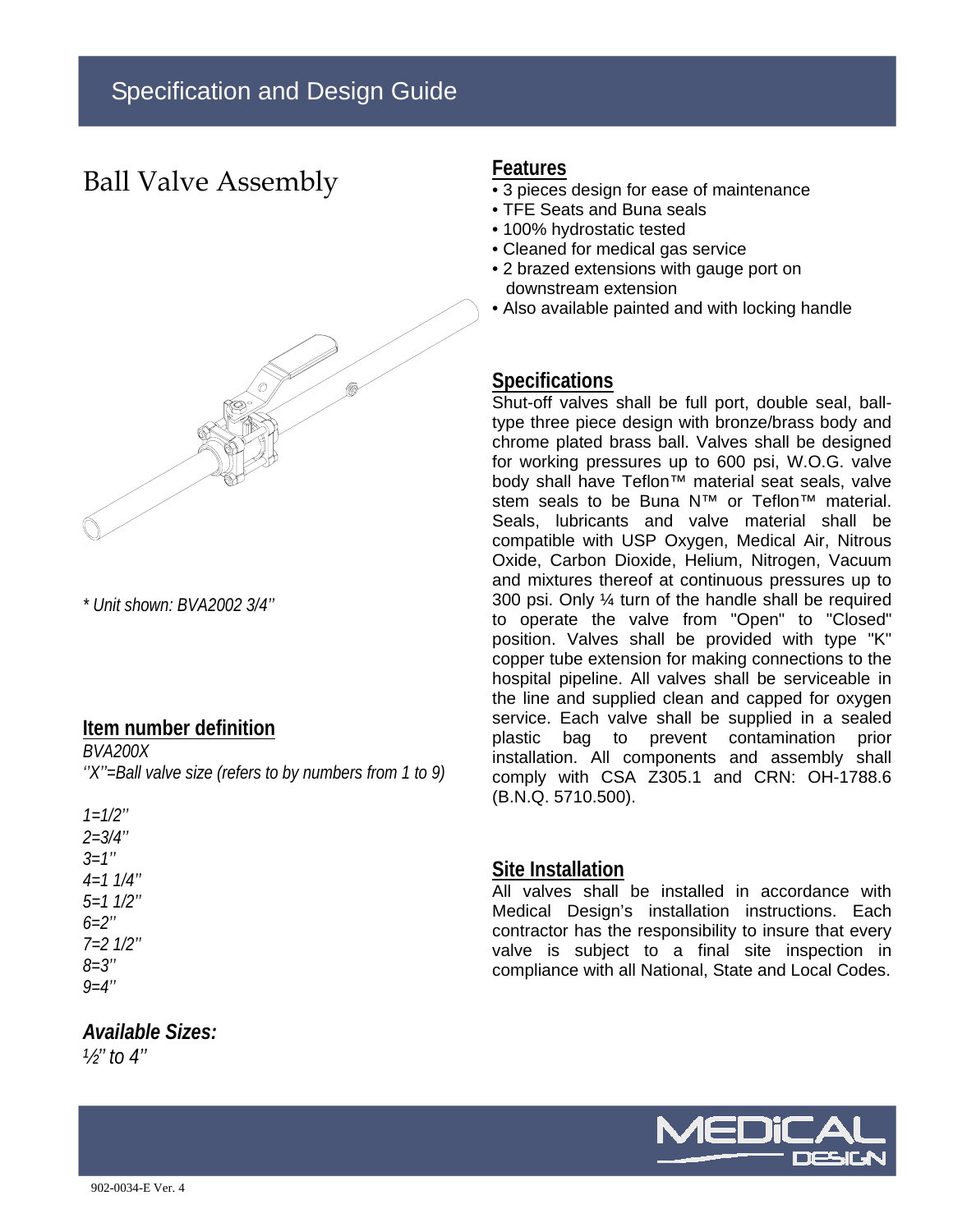Specification and Design Guide

# Ball Valve Assembly

*\* Unit shown: BVA2002 3/4''*

## Item number definition

*BVA200X*

*''X''=Ball valve size (refers to by numbers from 1 to 9)*

*1=1/2''*
*2=3/4''*
*3=1''*
*4=1 1/4''*
*5=1 1/2''*
*6=2''*
*7=2 1/2''*
*8=3''*
*9=4''*

### *Available Sizes:*

*½'' to 4''*

## Features

- 3 pieces design for ease of maintenance
- TFE Seats and Buna seals
- 100% hydrostatic tested
- Cleaned for medical gas service
- 2 brazed extensions with gauge port on downstream extension
- Also available painted and with locking handle

## Specifications

Shut-off valves shall be full port, double seal, ball-type three piece design with bronze/brass body and chrome plated brass ball. Valves shall be designed for working pressures up to 600 psi, W.O.G. valve body shall have Teflon™ material seat seals, valve stem seals to be Buna N™ or Teflon™ material. Seals, lubricants and valve material shall be compatible with USP Oxygen, Medical Air, Nitrous Oxide, Carbon Dioxide, Helium, Nitrogen, Vacuum and mixtures thereof at continuous pressures up to 300 psi. Only ¼ turn of the handle shall be required to operate the valve from "Open" to "Closed" position. Valves shall be provided with type "K" copper tube extension for making connections to the hospital pipeline. All valves shall be serviceable in the line and supplied clean and capped for oxygen service. Each valve shall be supplied in a sealed plastic bag to prevent contamination prior installation. All components and assembly shall comply with CSA Z305.1 and CRN: OH-1788.6 (B.N.Q. 5710.500).

## Site Installation

All valves shall be installed in accordance with Medical Design's installation instructions. Each contractor has the responsibility to insure that every valve is subject to a final site inspection in compliance with all National, State and Local Codes.

902-0034-E Ver. 4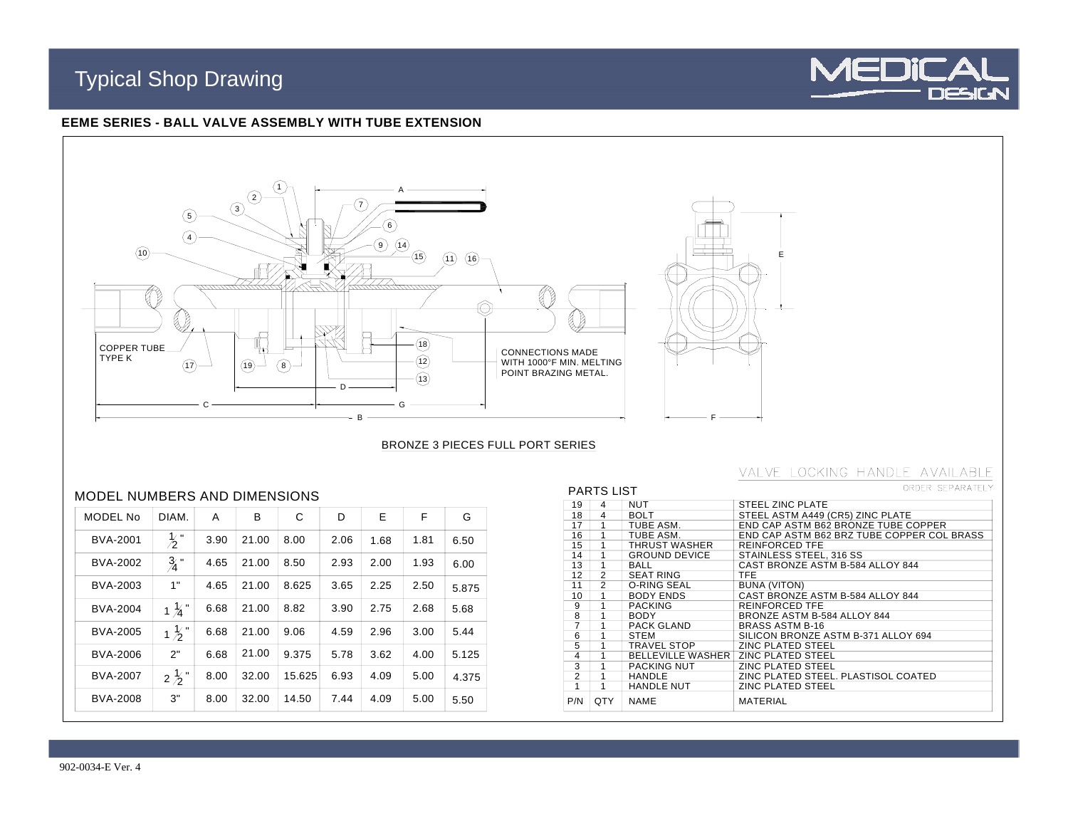# Typical Shop Drawing

**EEME SERIES - BALL VALVE ASSEMBLY WITH TUBE EXTENSION**

COPPER TUBE TYPE K

CONNECTIONS MADE WITH 1000°F MIN. MELTING POINT BRAZING METAL.

BRONZE 3 PIECES FULL PORT SERIES

VALVE LOCKING HANDLE AVAILABLE
ORDER SEPARATELY

## MODEL NUMBERS AND DIMENSIONS

| MODEL No | DIAM. | A | B | C | D | E | F | G |
|---|---|---|---|---|---|---|---|---|
| BVA-2001 | 1/2" | 3.90 | 21.00 | 8.00 | 2.06 | 1.68 | 1.81 | 6.50 |
| BVA-2002 | 3/4" | 4.65 | 21.00 | 8.50 | 2.93 | 2.00 | 1.93 | 6.00 |
| BVA-2003 | 1" | 4.65 | 21.00 | 8.625 | 3.65 | 2.25 | 2.50 | 5.875 |
| BVA-2004 | 1 1/4" | 6.68 | 21.00 | 8.82 | 3.90 | 2.75 | 2.68 | 5.68 |
| BVA-2005 | 1 1/2" | 6.68 | 21.00 | 9.06 | 4.59 | 2.96 | 3.00 | 5.44 |
| BVA-2006 | 2" | 6.68 | 21.00 | 9.375 | 5.78 | 3.62 | 4.00 | 5.125 |
| BVA-2007 | 2 1/2" | 8.00 | 32.00 | 15.625 | 6.93 | 4.09 | 5.00 | 4.375 |
| BVA-2008 | 3" | 8.00 | 32.00 | 14.50 | 7.44 | 4.09 | 5.00 | 5.50 |

## PARTS LIST

| P/N | QTY | NAME | MATERIAL |
|---|---|---|---|
| 19 | 4 | NUT | STEEL ZINC PLATE |
| 18 | 4 | BOLT | STEEL ASTM A449 (CR5) ZINC PLATE |
| 17 | 1 | TUBE ASM. | END CAP ASTM B62 BRONZE TUBE COPPER |
| 16 | 1 | TUBE ASM. | END CAP ASTM B62 BRZ TUBE COPPER COL BRASS |
| 15 | 1 | THRUST WASHER | REINFORCED TFE |
| 14 | 1 | GROUND DEVICE | STAINLESS STEEL, 316 SS |
| 13 | 1 | BALL | CAST BRONZE ASTM B-584 ALLOY 844 |
| 12 | 2 | SEAT RING | TFE |
| 11 | 2 | O-RING SEAL | BUNA (VITON) |
| 10 | 1 | BODY ENDS | CAST BRONZE ASTM B-584 ALLOY 844 |
| 9 | 1 | PACKING | REINFORCED TFE |
| 8 | 1 | BODY | BRONZE ASTM B-584 ALLOY 844 |
| 7 | 1 | PACK GLAND | BRASS ASTM B-16 |
| 6 | 1 | STEM | SILICON BRONZE ASTM B-371 ALLOY 694 |
| 5 | 1 | TRAVEL STOP | ZINC PLATED STEEL |
| 4 | 1 | BELLEVILLE WASHER | ZINC PLATED STEEL |
| 3 | 1 | PACKING NUT | ZINC PLATED STEEL |
| 2 | 1 | HANDLE | ZINC PLATED STEEL. PLASTISOL COATED |
| 1 | 1 | HANDLE NUT | ZINC PLATED STEEL |

902-0034-E Ver. 4